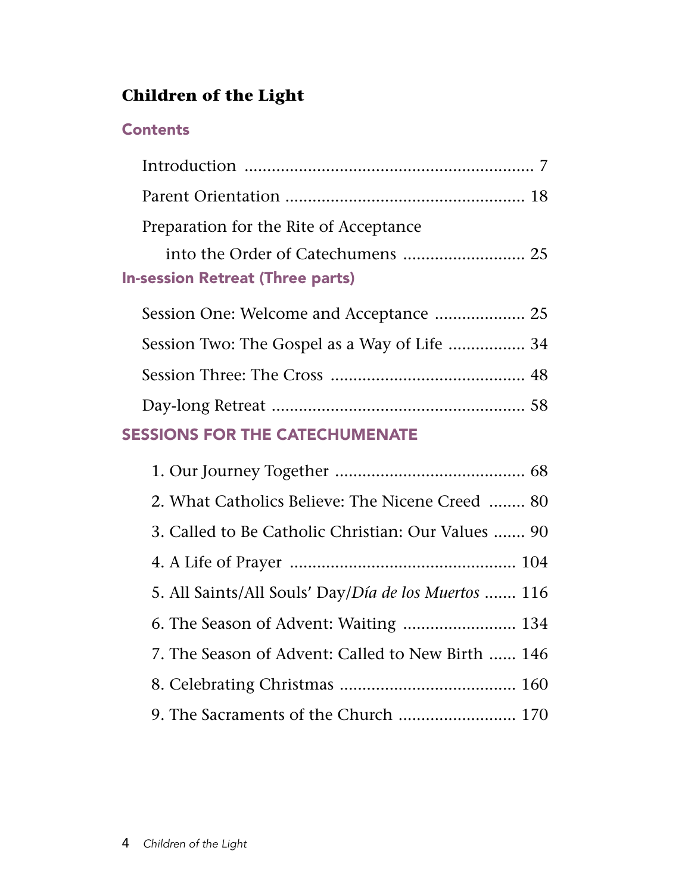# Children of the Light

## Contents

Introduction ................................................................ 7

Parent Orientation ..................................................... 18

Preparation for the Rite of Acceptance
into the Order of Catechumens ........................... 25

## In-session Retreat (Three parts)

Session One: Welcome and Acceptance .................... 25

Session Two: The Gospel as a Way of Life ................. 34

Session Three: The Cross ........................................... 48

Day-long Retreat ........................................................ 58

## SESSIONS FOR THE CATECHUMENATE

1. Our Journey Together .......................................... 68
2. What Catholics Believe: The Nicene Creed ........ 80
3. Called to Be Catholic Christian: Our Values ....... 90
4. A Life of Prayer .................................................. 104
5. All Saints/All Souls' Day/*Día de los Muertos* ....... 116
6. The Season of Advent: Waiting ......................... 134
7. The Season of Advent: Called to New Birth ...... 146
8. Celebrating Christmas ....................................... 160
9. The Sacraments of the Church .......................... 170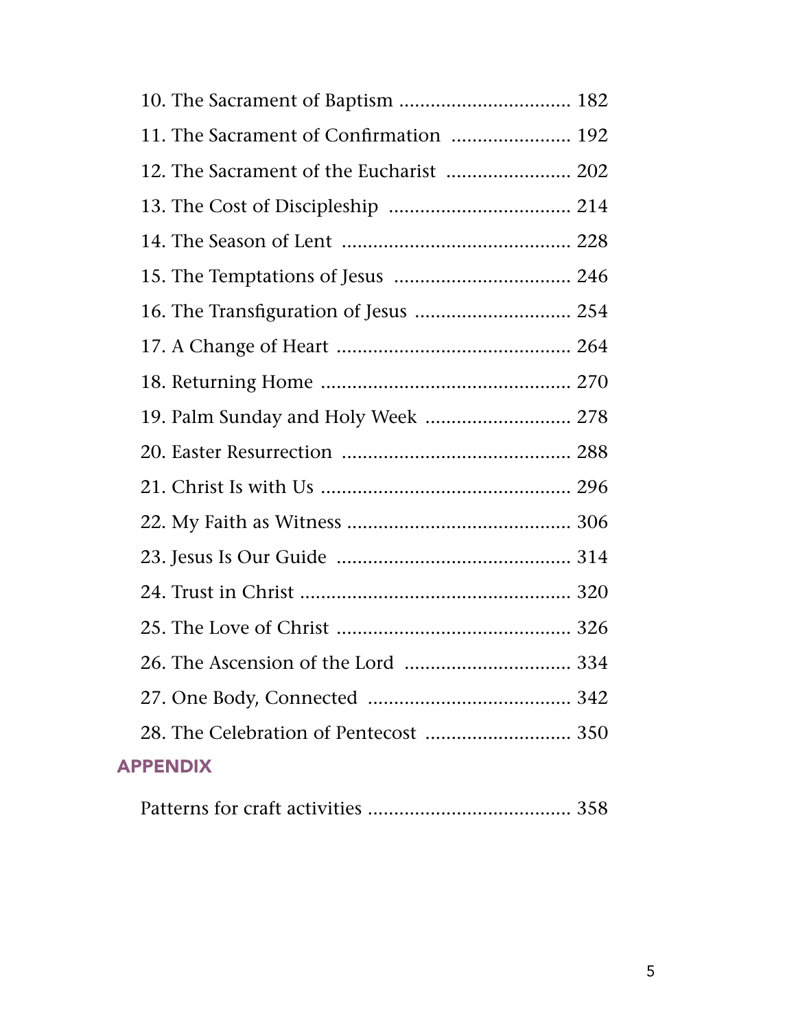10. The Sacrament of Baptism ................................. 182

11. The Sacrament of Confirmation ...................... 192

12. The Sacrament of the Eucharist ....................... 202

13. The Cost of Discipleship .................................. 214

14. The Season of Lent ........................................... 228

15. The Temptations of Jesus ................................. 246

16. The Transfiguration of Jesus ............................. 254

17. A Change of Heart ............................................ 264

18. Returning Home ................................................ 270

19. Palm Sunday and Holy Week ........................... 278

20. Easter Resurrection ........................................... 288

21. Christ Is with Us ................................................ 296

22. My Faith as Witness .......................................... 306

23. Jesus Is Our Guide ............................................ 314

24. Trust in Christ .................................................... 320

25. The Love of Christ ............................................ 326

26. The Ascension of the Lord ............................... 334

27. One Body, Connected ...................................... 342

28. The Celebration of Pentecost ........................... 350

## APPENDIX

Patterns for craft activities ...................................... 358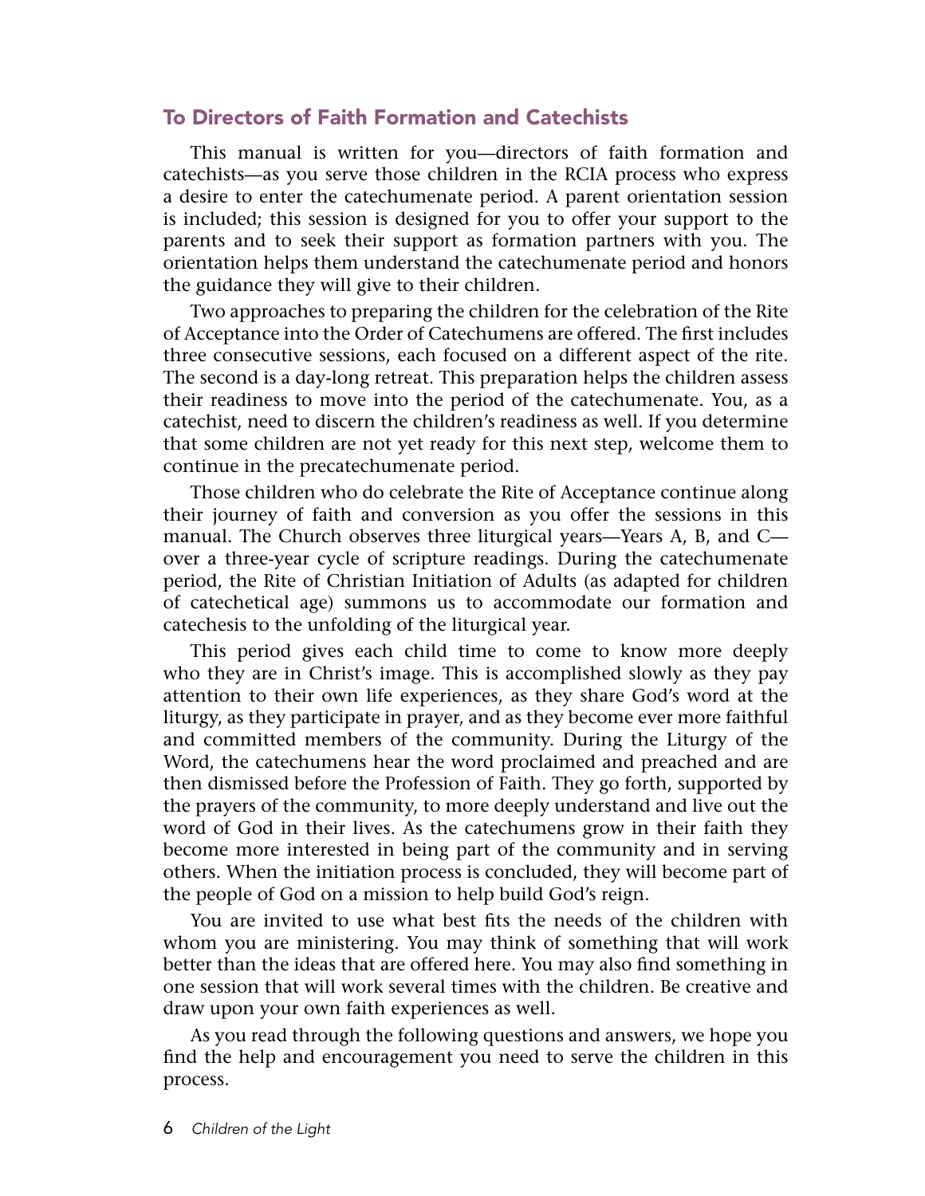## To Directors of Faith Formation and Catechists

This manual is written for you—directors of faith formation and catechists—as you serve those children in the RCIA process who express a desire to enter the catechumenate period. A parent orientation session is included; this session is designed for you to offer your support to the parents and to seek their support as formation partners with you. The orientation helps them understand the catechumenate period and honors the guidance they will give to their children.

Two approaches to preparing the children for the celebration of the Rite of Acceptance into the Order of Catechumens are offered. The first includes three consecutive sessions, each focused on a different aspect of the rite. The second is a day-long retreat. This preparation helps the children assess their readiness to move into the period of the catechumenate. You, as a catechist, need to discern the children's readiness as well. If you determine that some children are not yet ready for this next step, welcome them to continue in the precatechumenate period.

Those children who do celebrate the Rite of Acceptance continue along their journey of faith and conversion as you offer the sessions in this manual. The Church observes three liturgical years—Years A, B, and C—over a three-year cycle of scripture readings. During the catechumenate period, the Rite of Christian Initiation of Adults (as adapted for children of catechetical age) summons us to accommodate our formation and catechesis to the unfolding of the liturgical year.

This period gives each child time to come to know more deeply who they are in Christ's image. This is accomplished slowly as they pay attention to their own life experiences, as they share God's word at the liturgy, as they participate in prayer, and as they become ever more faithful and committed members of the community. During the Liturgy of the Word, the catechumens hear the word proclaimed and preached and are then dismissed before the Profession of Faith. They go forth, supported by the prayers of the community, to more deeply understand and live out the word of God in their lives. As the catechumens grow in their faith they become more interested in being part of the community and in serving others. When the initiation process is concluded, they will become part of the people of God on a mission to help build God's reign.

You are invited to use what best fits the needs of the children with whom you are ministering. You may think of something that will work better than the ideas that are offered here. You may also find something in one session that will work several times with the children. Be creative and draw upon your own faith experiences as well.

As you read through the following questions and answers, we hope you find the help and encouragement you need to serve the children in this process.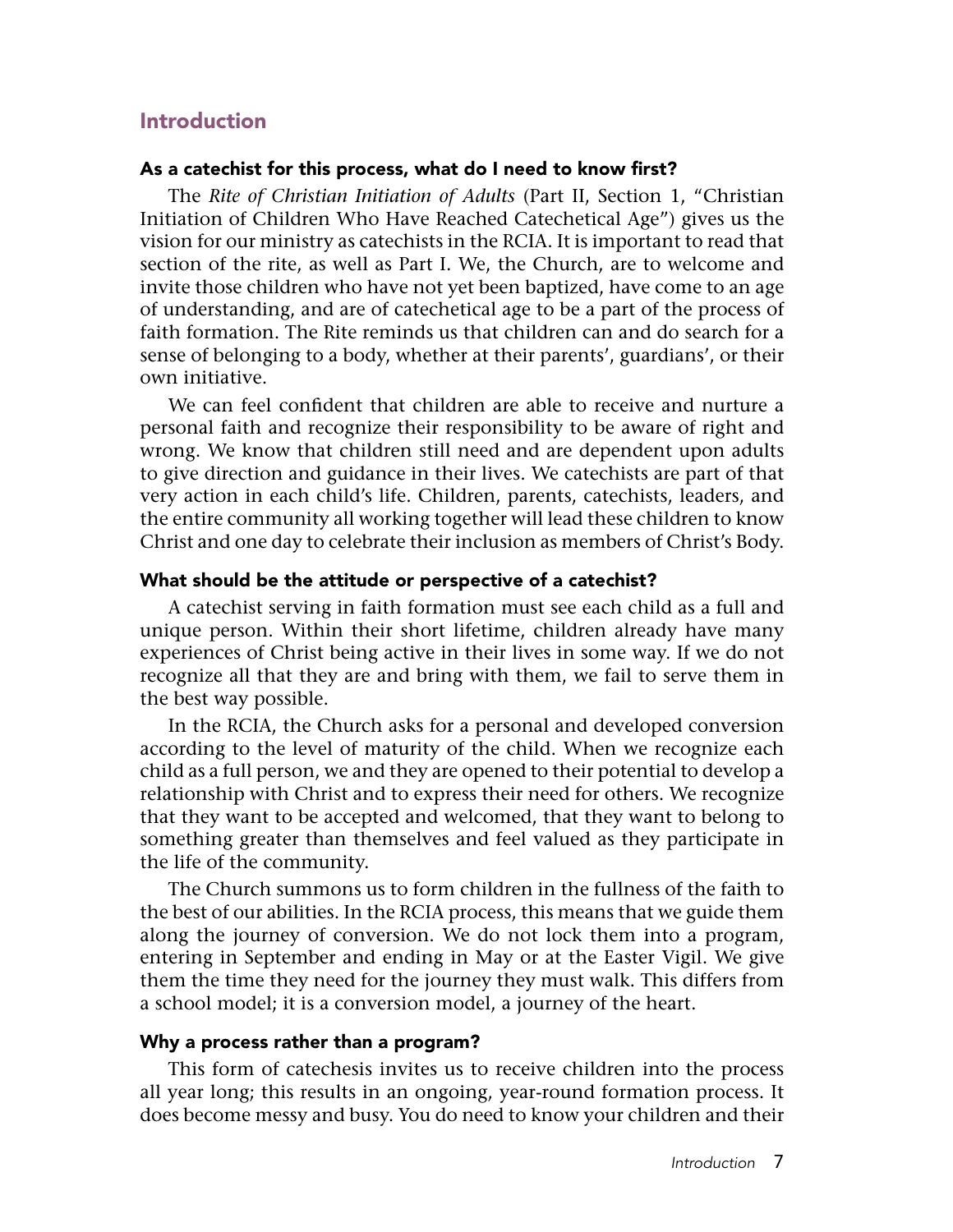## Introduction

### As a catechist for this process, what do I need to know first?

The *Rite of Christian Initiation of Adults* (Part II, Section 1, "Christian Initiation of Children Who Have Reached Catechetical Age") gives us the vision for our ministry as catechists in the RCIA. It is important to read that section of the rite, as well as Part I. We, the Church, are to welcome and invite those children who have not yet been baptized, have come to an age of understanding, and are of catechetical age to be a part of the process of faith formation. The Rite reminds us that children can and do search for a sense of belonging to a body, whether at their parents', guardians', or their own initiative.

We can feel confident that children are able to receive and nurture a personal faith and recognize their responsibility to be aware of right and wrong. We know that children still need and are dependent upon adults to give direction and guidance in their lives. We catechists are part of that very action in each child's life. Children, parents, catechists, leaders, and the entire community all working together will lead these children to know Christ and one day to celebrate their inclusion as members of Christ's Body.

### What should be the attitude or perspective of a catechist?

A catechist serving in faith formation must see each child as a full and unique person. Within their short lifetime, children already have many experiences of Christ being active in their lives in some way. If we do not recognize all that they are and bring with them, we fail to serve them in the best way possible.

In the RCIA, the Church asks for a personal and developed conversion according to the level of maturity of the child. When we recognize each child as a full person, we and they are opened to their potential to develop a relationship with Christ and to express their need for others. We recognize that they want to be accepted and welcomed, that they want to belong to something greater than themselves and feel valued as they participate in the life of the community.

The Church summons us to form children in the fullness of the faith to the best of our abilities. In the RCIA process, this means that we guide them along the journey of conversion. We do not lock them into a program, entering in September and ending in May or at the Easter Vigil. We give them the time they need for the journey they must walk. This differs from a school model; it is a conversion model, a journey of the heart.

### Why a process rather than a program?

This form of catechesis invites us to receive children into the process all year long; this results in an ongoing, year-round formation process. It does become messy and busy. You do need to know your children and their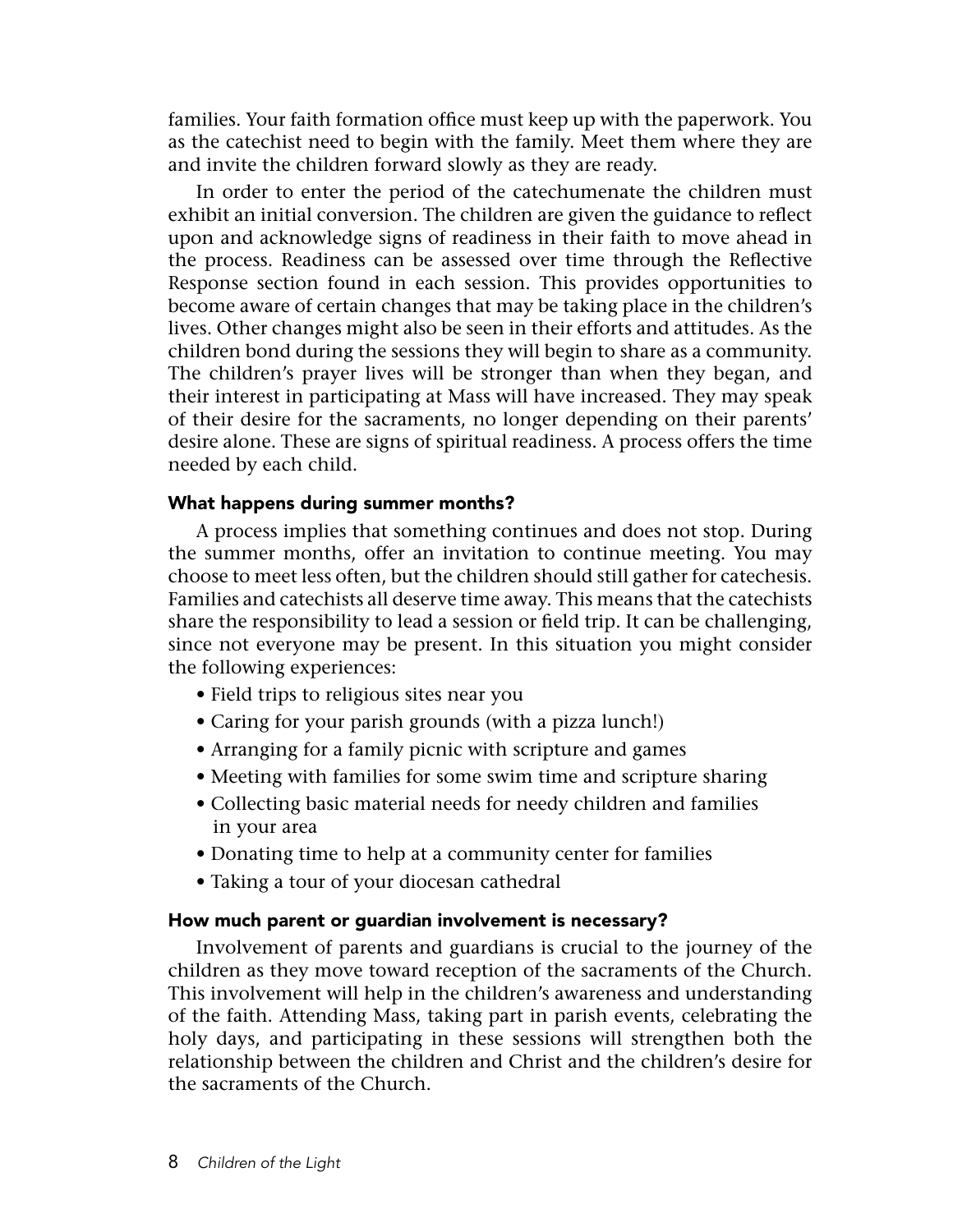families. Your faith formation office must keep up with the paperwork. You as the catechist need to begin with the family. Meet them where they are and invite the children forward slowly as they are ready.

In order to enter the period of the catechumenate the children must exhibit an initial conversion. The children are given the guidance to reflect upon and acknowledge signs of readiness in their faith to move ahead in the process. Readiness can be assessed over time through the Reflective Response section found in each session. This provides opportunities to become aware of certain changes that may be taking place in the children's lives. Other changes might also be seen in their efforts and attitudes. As the children bond during the sessions they will begin to share as a community. The children's prayer lives will be stronger than when they began, and their interest in participating at Mass will have increased. They may speak of their desire for the sacraments, no longer depending on their parents' desire alone. These are signs of spiritual readiness. A process offers the time needed by each child.

### What happens during summer months?

A process implies that something continues and does not stop. During the summer months, offer an invitation to continue meeting. You may choose to meet less often, but the children should still gather for catechesis. Families and catechists all deserve time away. This means that the catechists share the responsibility to lead a session or field trip. It can be challenging, since not everyone may be present. In this situation you might consider the following experiences:

- Field trips to religious sites near you
- Caring for your parish grounds (with a pizza lunch!)
- Arranging for a family picnic with scripture and games
- Meeting with families for some swim time and scripture sharing
- Collecting basic material needs for needy children and families in your area
- Donating time to help at a community center for families
- Taking a tour of your diocesan cathedral

### How much parent or guardian involvement is necessary?

Involvement of parents and guardians is crucial to the journey of the children as they move toward reception of the sacraments of the Church. This involvement will help in the children's awareness and understanding of the faith. Attending Mass, taking part in parish events, celebrating the holy days, and participating in these sessions will strengthen both the relationship between the children and Christ and the children's desire for the sacraments of the Church.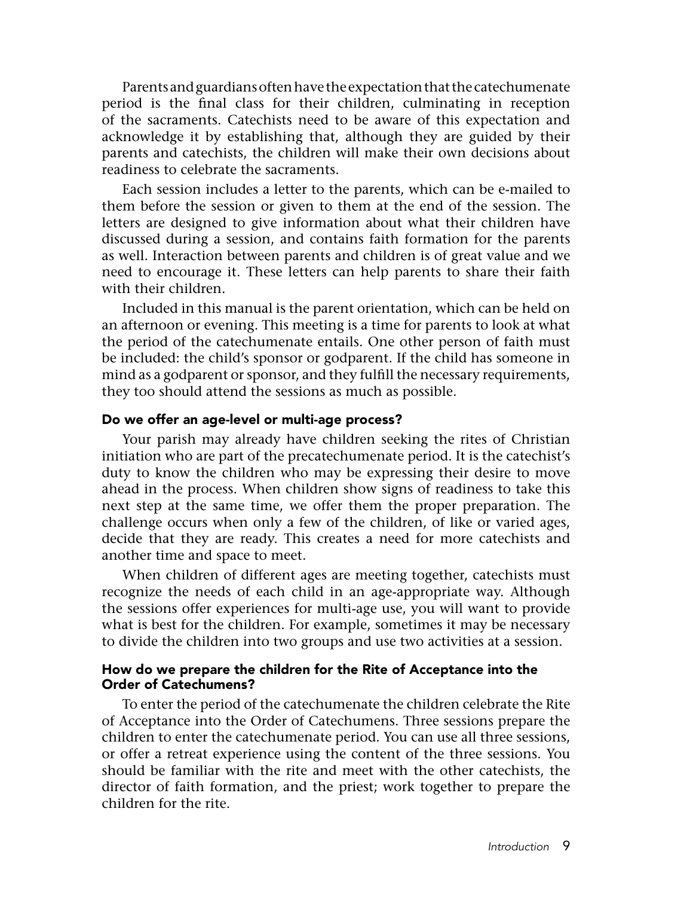Parents and guardians often have the expectation that the catechumenate period is the final class for their children, culminating in reception of the sacraments. Catechists need to be aware of this expectation and acknowledge it by establishing that, although they are guided by their parents and catechists, the children will make their own decisions about readiness to celebrate the sacraments.

Each session includes a letter to the parents, which can be e-mailed to them before the session or given to them at the end of the session. The letters are designed to give information about what their children have discussed during a session, and contains faith formation for the parents as well. Interaction between parents and children is of great value and we need to encourage it. These letters can help parents to share their faith with their children.

Included in this manual is the parent orientation, which can be held on an afternoon or evening. This meeting is a time for parents to look at what the period of the catechumenate entails. One other person of faith must be included: the child's sponsor or godparent. If the child has someone in mind as a godparent or sponsor, and they fulfill the necessary requirements, they too should attend the sessions as much as possible.

### Do we offer an age-level or multi-age process?

Your parish may already have children seeking the rites of Christian initiation who are part of the precatechumenate period. It is the catechist's duty to know the children who may be expressing their desire to move ahead in the process. When children show signs of readiness to take this next step at the same time, we offer them the proper preparation. The challenge occurs when only a few of the children, of like or varied ages, decide that they are ready. This creates a need for more catechists and another time and space to meet.

When children of different ages are meeting together, catechists must recognize the needs of each child in an age-appropriate way. Although the sessions offer experiences for multi-age use, you will want to provide what is best for the children. For example, sometimes it may be necessary to divide the children into two groups and use two activities at a session.

### How do we prepare the children for the Rite of Acceptance into the Order of Catechumens?

To enter the period of the catechumenate the children celebrate the Rite of Acceptance into the Order of Catechumens. Three sessions prepare the children to enter the catechumenate period. You can use all three sessions, or offer a retreat experience using the content of the three sessions. You should be familiar with the rite and meet with the other catechists, the director of faith formation, and the priest; work together to prepare the children for the rite.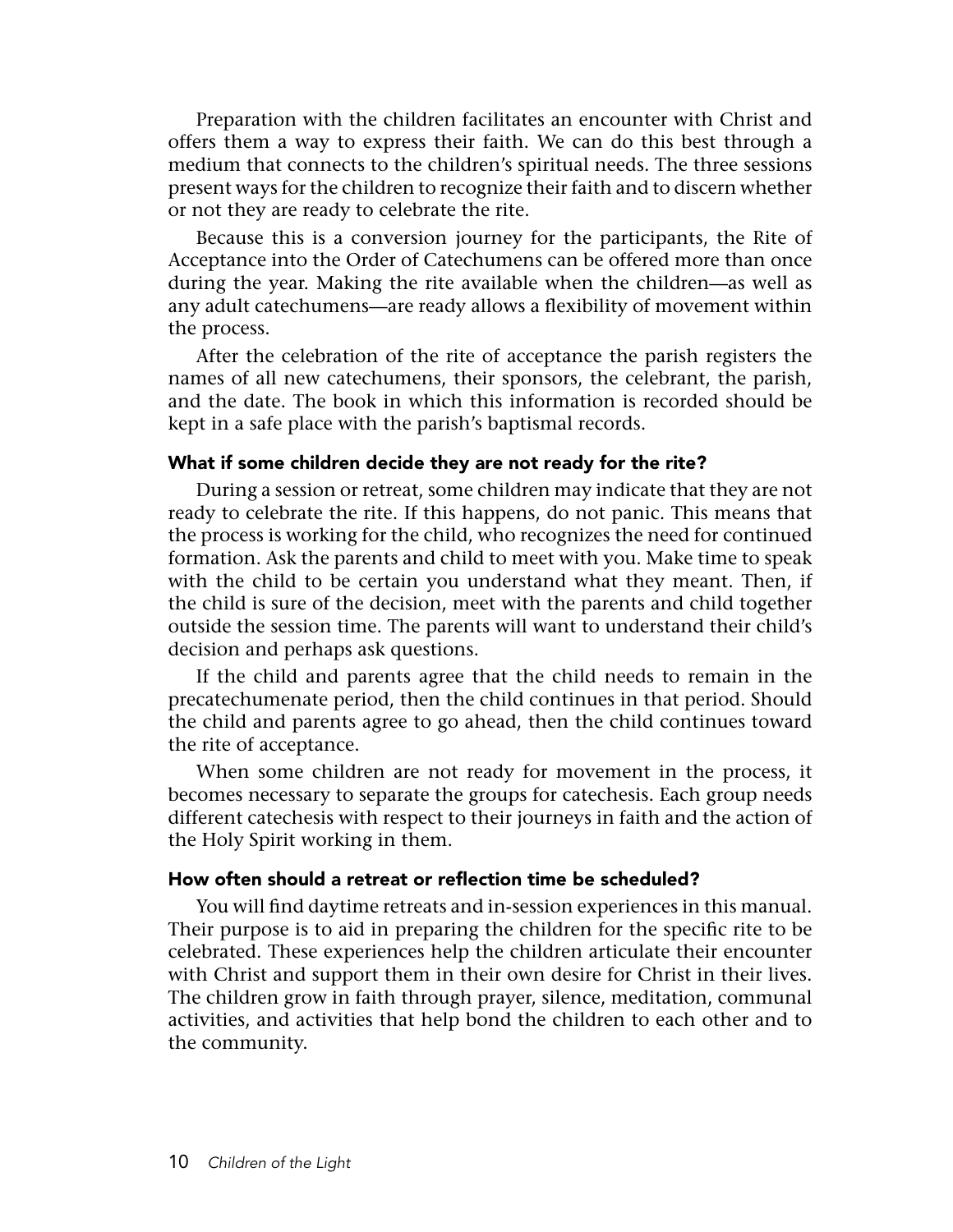Preparation with the children facilitates an encounter with Christ and offers them a way to express their faith. We can do this best through a medium that connects to the children's spiritual needs. The three sessions present ways for the children to recognize their faith and to discern whether or not they are ready to celebrate the rite.

Because this is a conversion journey for the participants, the Rite of Acceptance into the Order of Catechumens can be offered more than once during the year. Making the rite available when the children—as well as any adult catechumens—are ready allows a flexibility of movement within the process.

After the celebration of the rite of acceptance the parish registers the names of all new catechumens, their sponsors, the celebrant, the parish, and the date. The book in which this information is recorded should be kept in a safe place with the parish's baptismal records.

### What if some children decide they are not ready for the rite?

During a session or retreat, some children may indicate that they are not ready to celebrate the rite. If this happens, do not panic. This means that the process is working for the child, who recognizes the need for continued formation. Ask the parents and child to meet with you. Make time to speak with the child to be certain you understand what they meant. Then, if the child is sure of the decision, meet with the parents and child together outside the session time. The parents will want to understand their child's decision and perhaps ask questions.

If the child and parents agree that the child needs to remain in the precatechumenate period, then the child continues in that period. Should the child and parents agree to go ahead, then the child continues toward the rite of acceptance.

When some children are not ready for movement in the process, it becomes necessary to separate the groups for catechesis. Each group needs different catechesis with respect to their journeys in faith and the action of the Holy Spirit working in them.

### How often should a retreat or reflection time be scheduled?

You will find daytime retreats and in-session experiences in this manual. Their purpose is to aid in preparing the children for the specific rite to be celebrated. These experiences help the children articulate their encounter with Christ and support them in their own desire for Christ in their lives. The children grow in faith through prayer, silence, meditation, communal activities, and activities that help bond the children to each other and to the community.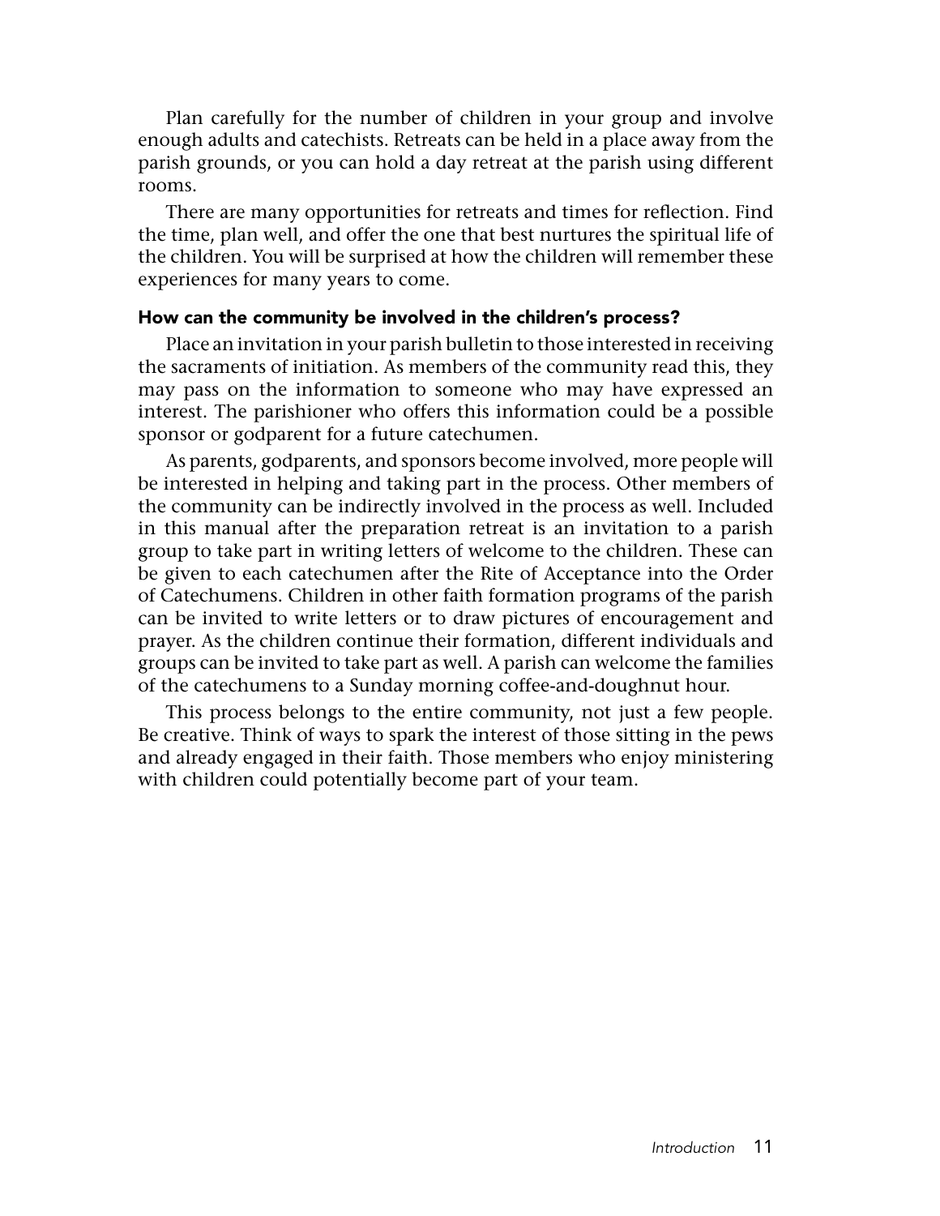Plan carefully for the number of children in your group and involve enough adults and catechists. Retreats can be held in a place away from the parish grounds, or you can hold a day retreat at the parish using different rooms.

There are many opportunities for retreats and times for reflection. Find the time, plan well, and offer the one that best nurtures the spiritual life of the children. You will be surprised at how the children will remember these experiences for many years to come.

#### How can the community be involved in the children's process?

Place an invitation in your parish bulletin to those interested in receiving the sacraments of initiation. As members of the community read this, they may pass on the information to someone who may have expressed an interest. The parishioner who offers this information could be a possible sponsor or godparent for a future catechumen.

As parents, godparents, and sponsors become involved, more people will be interested in helping and taking part in the process. Other members of the community can be indirectly involved in the process as well. Included in this manual after the preparation retreat is an invitation to a parish group to take part in writing letters of welcome to the children. These can be given to each catechumen after the Rite of Acceptance into the Order of Catechumens. Children in other faith formation programs of the parish can be invited to write letters or to draw pictures of encouragement and prayer. As the children continue their formation, different individuals and groups can be invited to take part as well. A parish can welcome the families of the catechumens to a Sunday morning coffee-and-doughnut hour.

This process belongs to the entire community, not just a few people. Be creative. Think of ways to spark the interest of those sitting in the pews and already engaged in their faith. Those members who enjoy ministering with children could potentially become part of your team.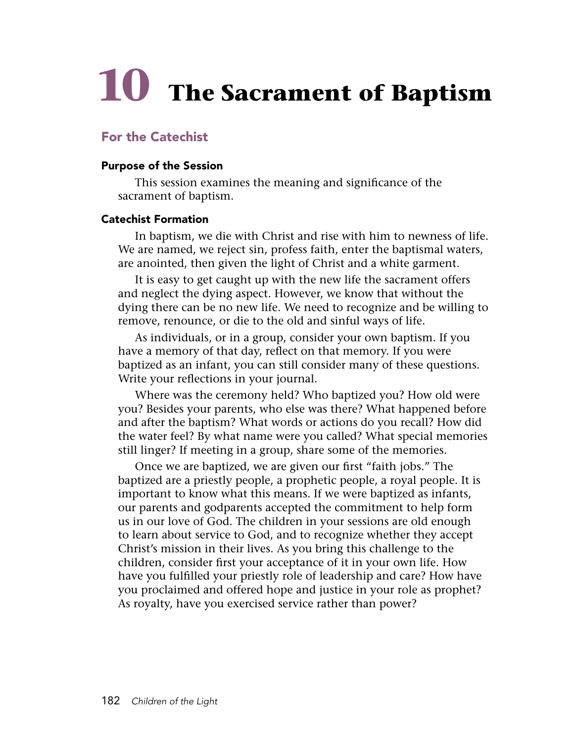# 10 The Sacrament of Baptism

## For the Catechist

### Purpose of the Session

This session examines the meaning and significance of the sacrament of baptism.

### Catechist Formation

In baptism, we die with Christ and rise with him to newness of life. We are named, we reject sin, profess faith, enter the baptismal waters, are anointed, then given the light of Christ and a white garment.

It is easy to get caught up with the new life the sacrament offers and neglect the dying aspect. However, we know that without the dying there can be no new life. We need to recognize and be willing to remove, renounce, or die to the old and sinful ways of life.

As individuals, or in a group, consider your own baptism. If you have a memory of that day, reflect on that memory. If you were baptized as an infant, you can still consider many of these questions. Write your reflections in your journal.

Where was the ceremony held? Who baptized you? How old were you? Besides your parents, who else was there? What happened before and after the baptism? What words or actions do you recall? How did the water feel? By what name were you called? What special memories still linger? If meeting in a group, share some of the memories.

Once we are baptized, we are given our first "faith jobs." The baptized are a priestly people, a prophetic people, a royal people. It is important to know what this means. If we were baptized as infants, our parents and godparents accepted the commitment to help form us in our love of God. The children in your sessions are old enough to learn about service to God, and to recognize whether they accept Christ's mission in their lives. As you bring this challenge to the children, consider first your acceptance of it in your own life. How have you fulfilled your priestly role of leadership and care? How have you proclaimed and offered hope and justice in your role as prophet? As royalty, have you exercised service rather than power?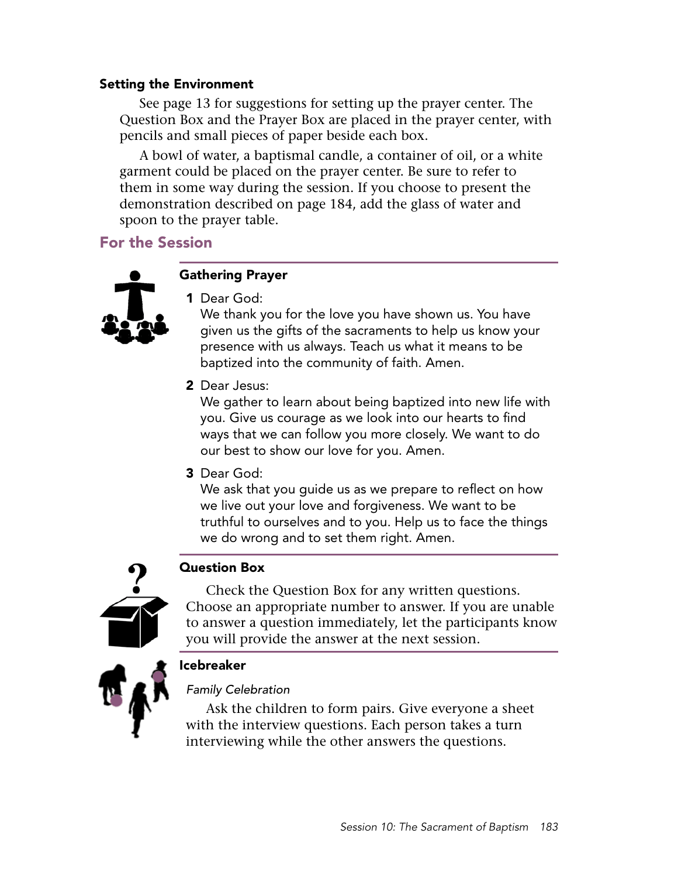### Setting the Environment

See page 13 for suggestions for setting up the prayer center. The Question Box and the Prayer Box are placed in the prayer center, with pencils and small pieces of paper beside each box.

A bowl of water, a baptismal candle, a container of oil, or a white garment could be placed on the prayer center. Be sure to refer to them in some way during the session. If you choose to present the demonstration described on page 184, add the glass of water and spoon to the prayer table.

## For the Session

### Gathering Prayer

1 Dear God:
We thank you for the love you have shown us. You have given us the gifts of the sacraments to help us know your presence with us always. Teach us what it means to be baptized into the community of faith. Amen.

2 Dear Jesus:
We gather to learn about being baptized into new life with you. Give us courage as we look into our hearts to find ways that we can follow you more closely. We want to do our best to show our love for you. Amen.

3 Dear God:
We ask that you guide us as we prepare to reflect on how we live out your love and forgiveness. We want to be truthful to ourselves and to you. Help us to face the things we do wrong and to set them right. Amen.

### Question Box

Check the Question Box for any written questions. Choose an appropriate number to answer. If you are unable to answer a question immediately, let the participants know you will provide the answer at the next session.

### Icebreaker

*Family Celebration*

Ask the children to form pairs. Give everyone a sheet with the interview questions. Each person takes a turn interviewing while the other answers the questions.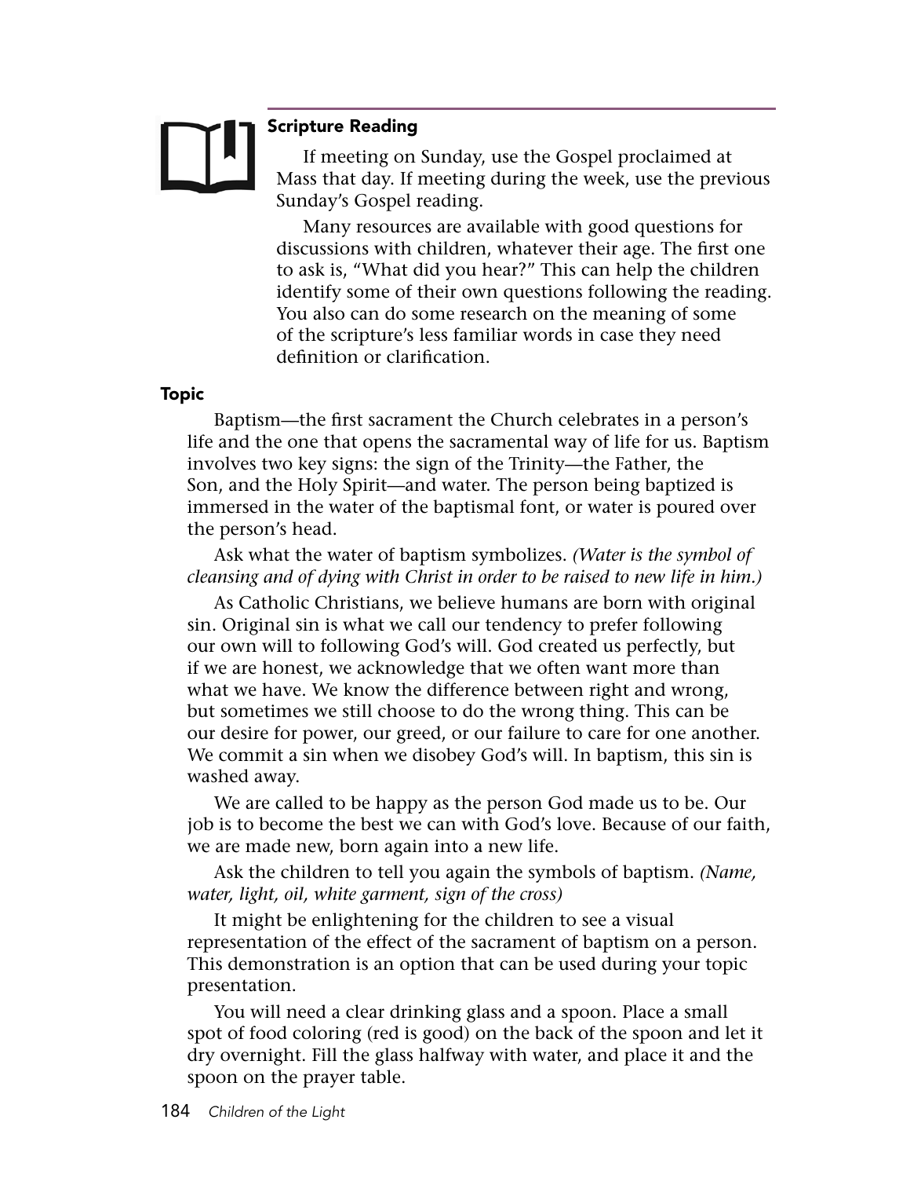### Scripture Reading

If meeting on Sunday, use the Gospel proclaimed at Mass that day. If meeting during the week, use the previous Sunday's Gospel reading.

Many resources are available with good questions for discussions with children, whatever their age. The first one to ask is, "What did you hear?" This can help the children identify some of their own questions following the reading. You also can do some research on the meaning of some of the scripture's less familiar words in case they need definition or clarification.

### Topic

Baptism—the first sacrament the Church celebrates in a person's life and the one that opens the sacramental way of life for us. Baptism involves two key signs: the sign of the Trinity—the Father, the Son, and the Holy Spirit—and water. The person being baptized is immersed in the water of the baptismal font, or water is poured over the person's head.

Ask what the water of baptism symbolizes. *(Water is the symbol of cleansing and of dying with Christ in order to be raised to new life in him.)*

As Catholic Christians, we believe humans are born with original sin. Original sin is what we call our tendency to prefer following our own will to following God's will. God created us perfectly, but if we are honest, we acknowledge that we often want more than what we have. We know the difference between right and wrong, but sometimes we still choose to do the wrong thing. This can be our desire for power, our greed, or our failure to care for one another. We commit a sin when we disobey God's will. In baptism, this sin is washed away.

We are called to be happy as the person God made us to be. Our job is to become the best we can with God's love. Because of our faith, we are made new, born again into a new life.

Ask the children to tell you again the symbols of baptism. *(Name, water, light, oil, white garment, sign of the cross)*

It might be enlightening for the children to see a visual representation of the effect of the sacrament of baptism on a person. This demonstration is an option that can be used during your topic presentation.

You will need a clear drinking glass and a spoon. Place a small spot of food coloring (red is good) on the back of the spoon and let it dry overnight. Fill the glass halfway with water, and place it and the spoon on the prayer table.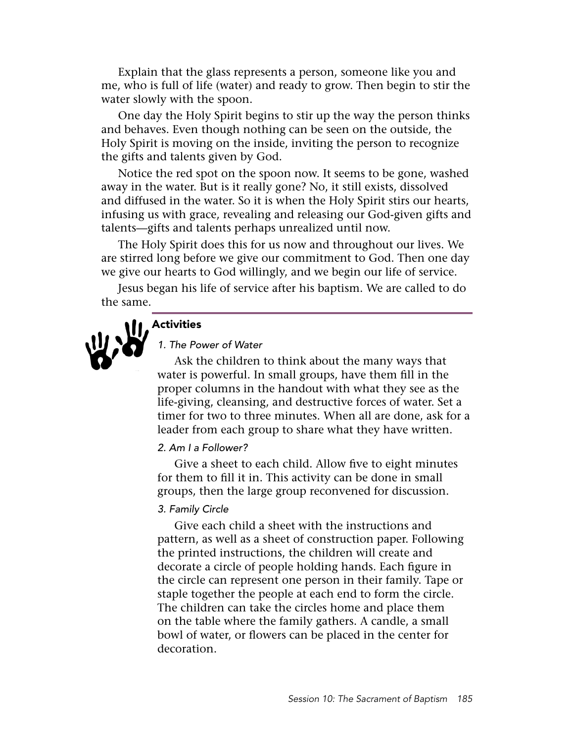Explain that the glass represents a person, someone like you and me, who is full of life (water) and ready to grow. Then begin to stir the water slowly with the spoon.

One day the Holy Spirit begins to stir up the way the person thinks and behaves. Even though nothing can be seen on the outside, the Holy Spirit is moving on the inside, inviting the person to recognize the gifts and talents given by God.

Notice the red spot on the spoon now. It seems to be gone, washed away in the water. But is it really gone? No, it still exists, dissolved and diffused in the water. So it is when the Holy Spirit stirs our hearts, infusing us with grace, revealing and releasing our God-given gifts and talents—gifts and talents perhaps unrealized until now.

The Holy Spirit does this for us now and throughout our lives. We are stirred long before we give our commitment to God. Then one day we give our hearts to God willingly, and we begin our life of service.

Jesus began his life of service after his baptism. We are called to do the same.

## Activities

*1. The Power of Water*

Ask the children to think about the many ways that water is powerful. In small groups, have them fill in the proper columns in the handout with what they see as the life-giving, cleansing, and destructive forces of water. Set a timer for two to three minutes. When all are done, ask for a leader from each group to share what they have written.

*2. Am I a Follower?*

Give a sheet to each child. Allow five to eight minutes for them to fill it in. This activity can be done in small groups, then the large group reconvened for discussion.

*3. Family Circle*

Give each child a sheet with the instructions and pattern, as well as a sheet of construction paper. Following the printed instructions, the children will create and decorate a circle of people holding hands. Each figure in the circle can represent one person in their family. Tape or staple together the people at each end to form the circle. The children can take the circles home and place them on the table where the family gathers. A candle, a small bowl of water, or flowers can be placed in the center for decoration.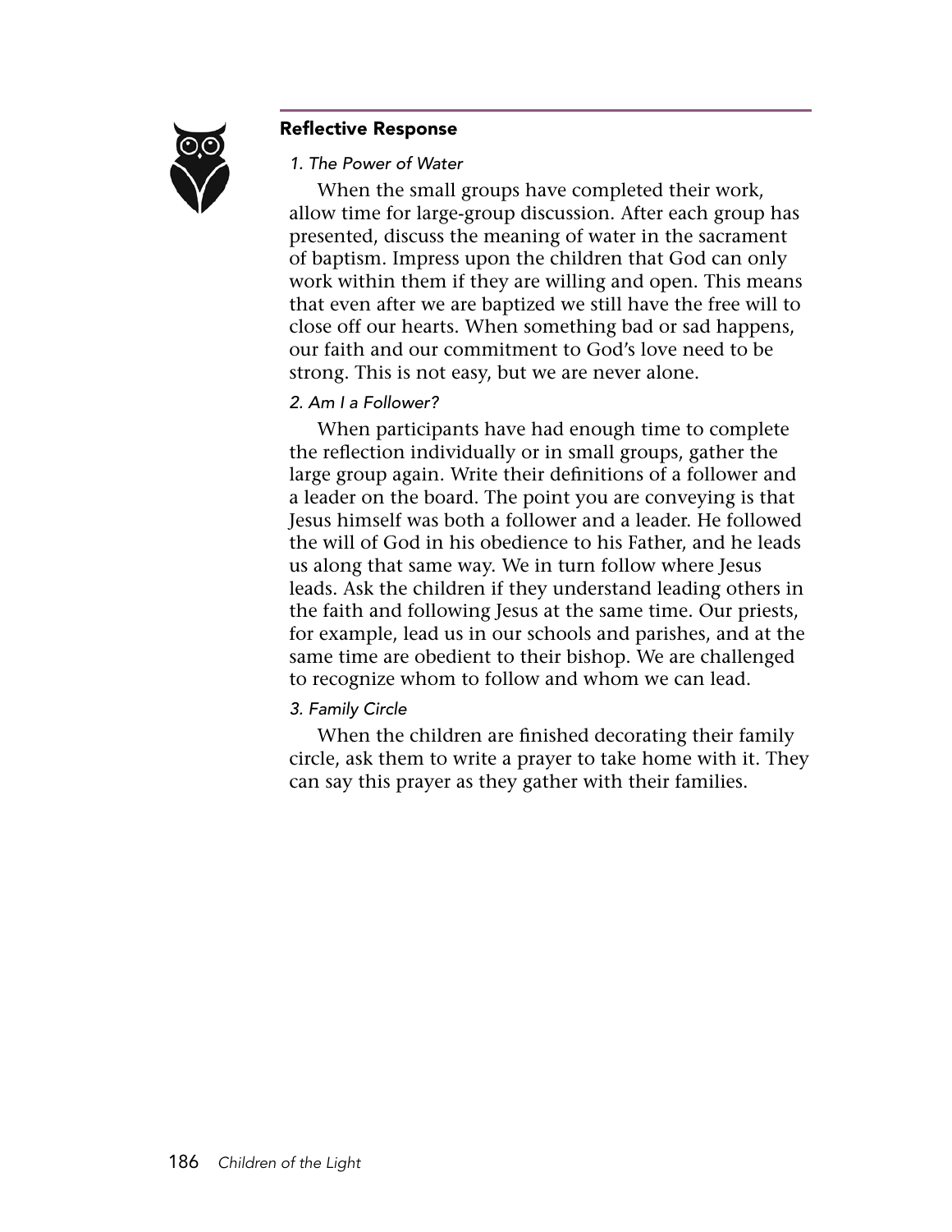## Reflective Response

*1. The Power of Water*

When the small groups have completed their work, allow time for large-group discussion. After each group has presented, discuss the meaning of water in the sacrament of baptism. Impress upon the children that God can only work within them if they are willing and open. This means that even after we are baptized we still have the free will to close off our hearts. When something bad or sad happens, our faith and our commitment to God's love need to be strong. This is not easy, but we are never alone.

*2. Am I a Follower?*

When participants have had enough time to complete the reflection individually or in small groups, gather the large group again. Write their definitions of a follower and a leader on the board. The point you are conveying is that Jesus himself was both a follower and a leader. He followed the will of God in his obedience to his Father, and he leads us along that same way. We in turn follow where Jesus leads. Ask the children if they understand leading others in the faith and following Jesus at the same time. Our priests, for example, lead us in our schools and parishes, and at the same time are obedient to their bishop. We are challenged to recognize whom to follow and whom we can lead.

*3. Family Circle*

When the children are finished decorating their family circle, ask them to write a prayer to take home with it. They can say this prayer as they gather with their families.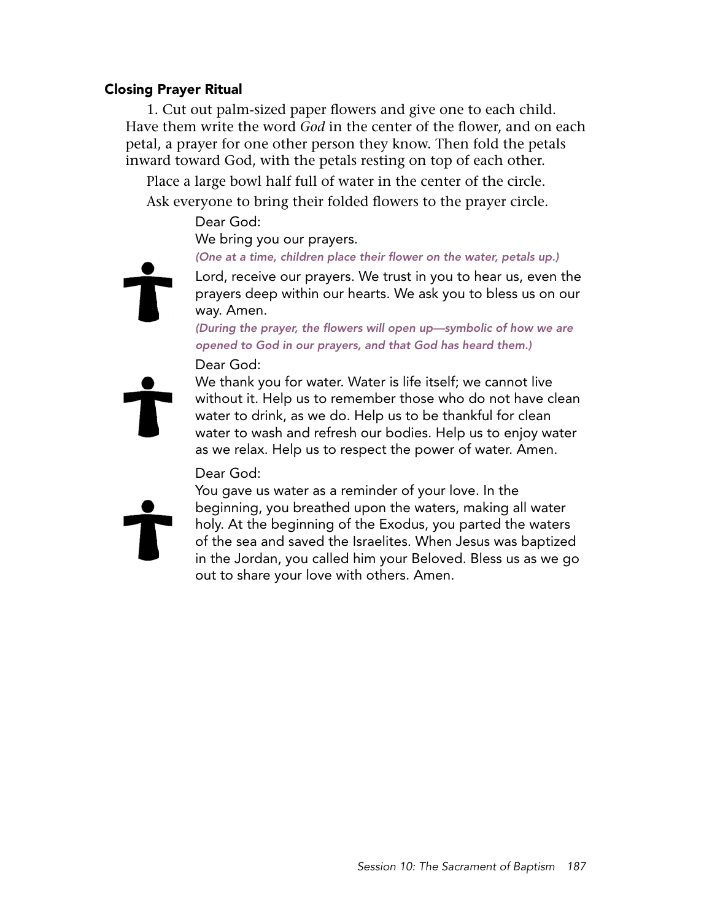### Closing Prayer Ritual

1. Cut out palm-sized paper flowers and give one to each child. Have them write the word *God* in the center of the flower, and on each petal, a prayer for one other person they know. Then fold the petals inward toward God, with the petals resting on top of each other.

Place a large bowl half full of water in the center of the circle.

Ask everyone to bring their folded flowers to the prayer circle.

Dear God:
We bring you our prayers.

*(One at a time, children place their flower on the water, petals up.)*

Lord, receive our prayers. We trust in you to hear us, even the prayers deep within our hearts. We ask you to bless us on our way. Amen.

*(During the prayer, the flowers will open up—symbolic of how we are opened to God in our prayers, and that God has heard them.)*

Dear God:
We thank you for water. Water is life itself; we cannot live without it. Help us to remember those who do not have clean water to drink, as we do. Help us to be thankful for clean water to wash and refresh our bodies. Help us to enjoy water as we relax. Help us to respect the power of water. Amen.

Dear God:
You gave us water as a reminder of your love. In the beginning, you breathed upon the waters, making all water holy. At the beginning of the Exodus, you parted the waters of the sea and saved the Israelites. When Jesus was baptized in the Jordan, you called him your Beloved. Bless us as we go out to share your love with others. Amen.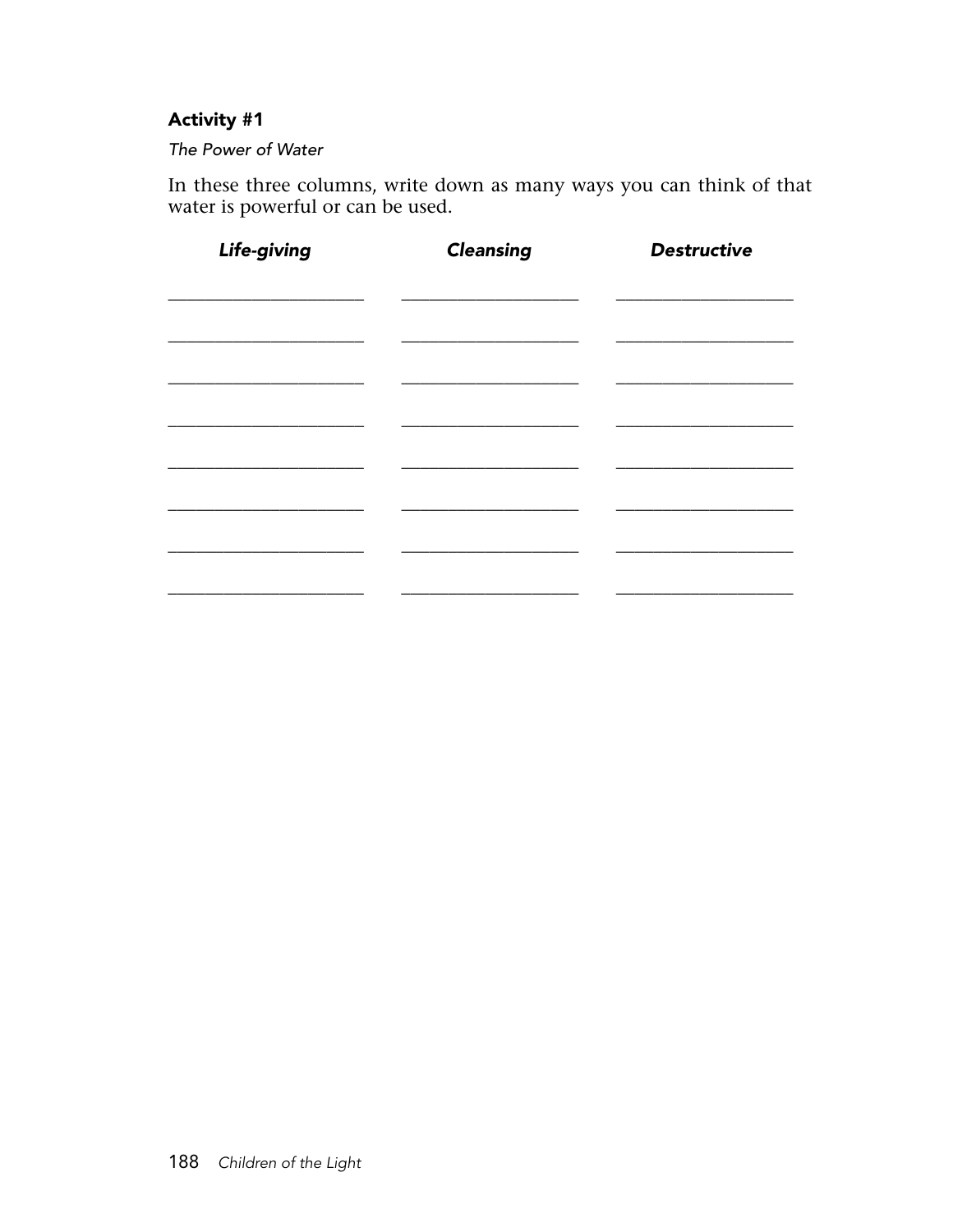### Activity #1

*The Power of Water*

In these three columns, write down as many ways you can think of that water is powerful or can be used.

| ***Life-giving*** | ***Cleansing*** | ***Destructive*** |
| --- | --- | --- |
| ____________________ | ____________________ | ____________________ |
| ____________________ | ____________________ | ____________________ |
| ____________________ | ____________________ | ____________________ |
| ____________________ | ____________________ | ____________________ |
| ____________________ | ____________________ | ____________________ |
| ____________________ | ____________________ | ____________________ |
| ____________________ | ____________________ | ____________________ |
| ____________________ | ____________________ | ____________________ |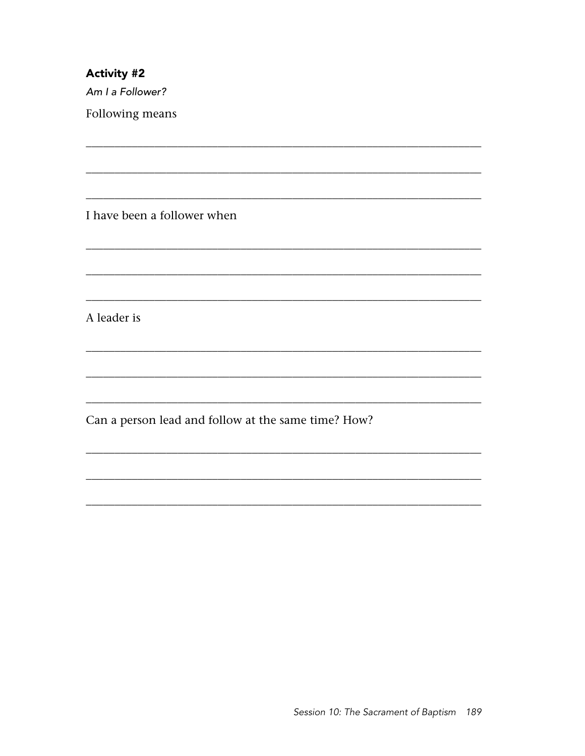**Activity #2**

*Am I a Follower?*

Following means

_______________________________________________________________

_______________________________________________________________

_______________________________________________________________

I have been a follower when

_______________________________________________________________

_______________________________________________________________

_______________________________________________________________

A leader is

_______________________________________________________________

_______________________________________________________________

_______________________________________________________________

Can a person lead and follow at the same time? How?

_______________________________________________________________

_______________________________________________________________

_______________________________________________________________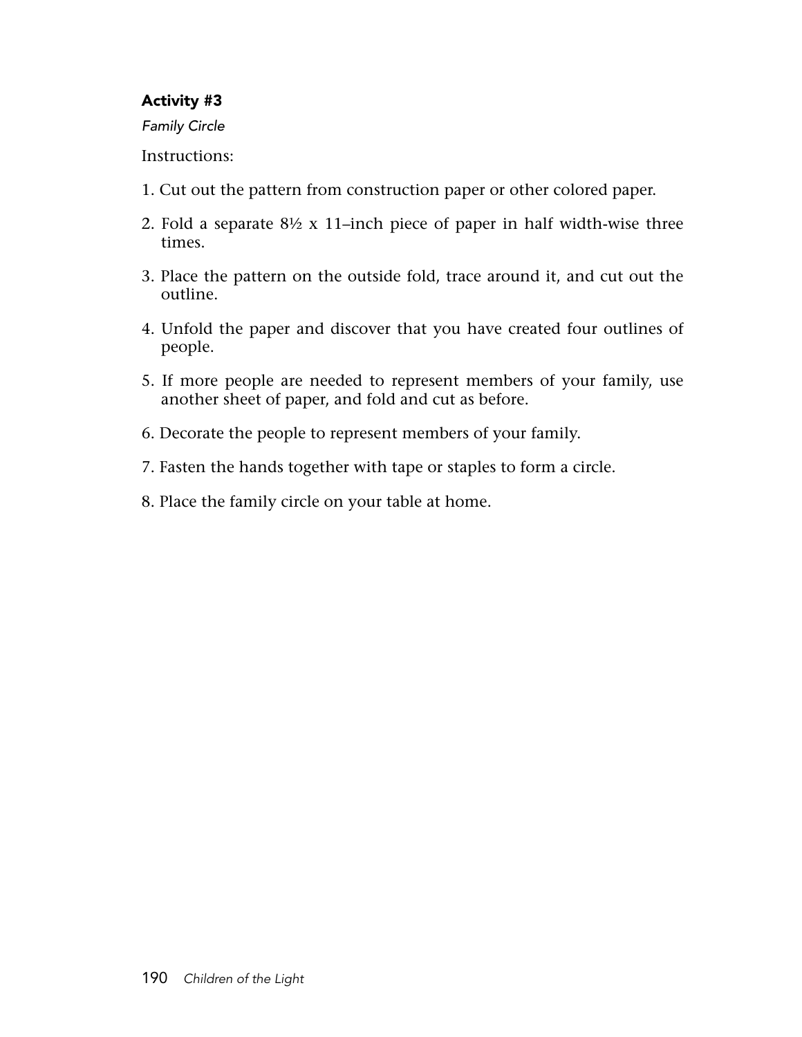### Activity #3

*Family Circle*

Instructions:

1. Cut out the pattern from construction paper or other colored paper.
2. Fold a separate 8½ x 11–inch piece of paper in half width-wise three times.
3. Place the pattern on the outside fold, trace around it, and cut out the outline.
4. Unfold the paper and discover that you have created four outlines of people.
5. If more people are needed to represent members of your family, use another sheet of paper, and fold and cut as before.
6. Decorate the people to represent members of your family.
7. Fasten the hands together with tape or staples to form a circle.
8. Place the family circle on your table at home.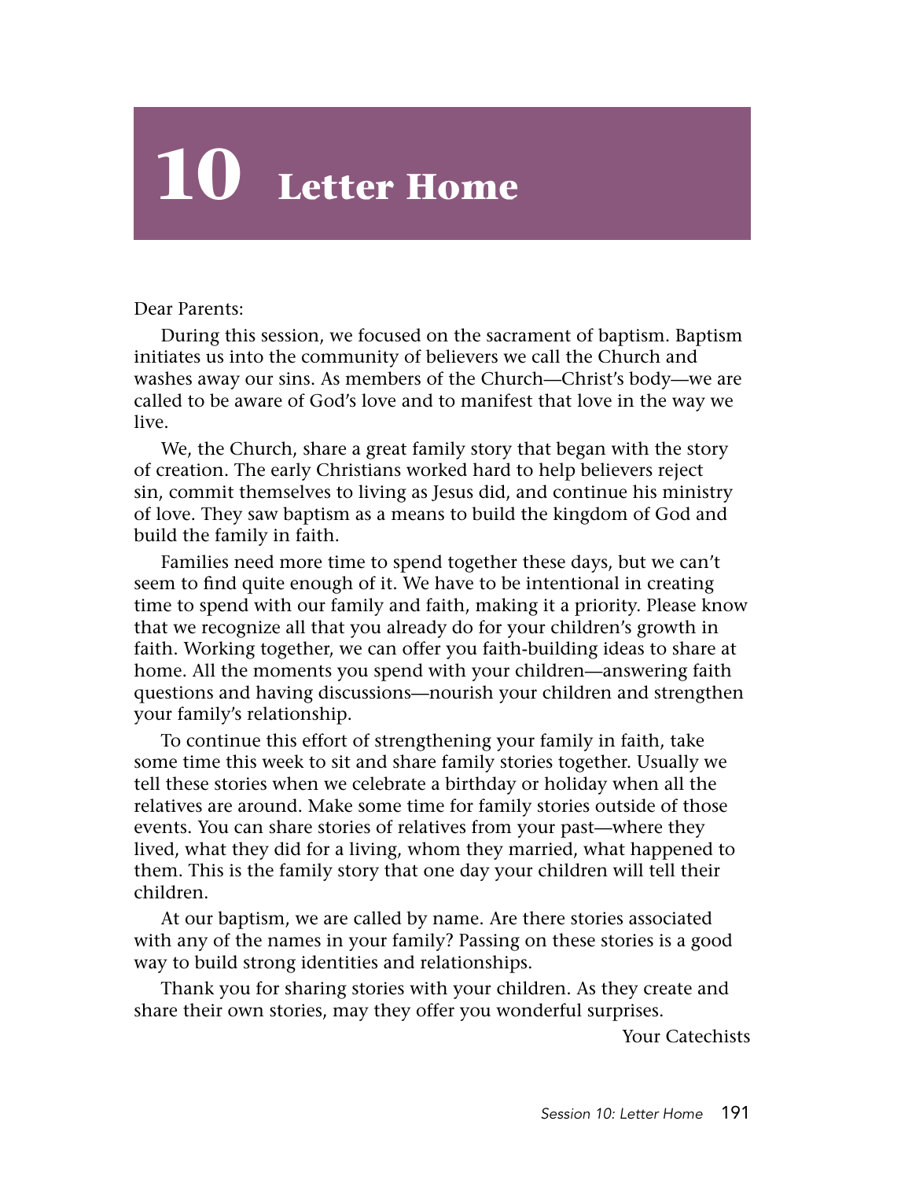# 10 Letter Home

Dear Parents:

During this session, we focused on the sacrament of baptism. Baptism initiates us into the community of believers we call the Church and washes away our sins. As members of the Church—Christ's body—we are called to be aware of God's love and to manifest that love in the way we live.

We, the Church, share a great family story that began with the story of creation. The early Christians worked hard to help believers reject sin, commit themselves to living as Jesus did, and continue his ministry of love. They saw baptism as a means to build the kingdom of God and build the family in faith.

Families need more time to spend together these days, but we can't seem to find quite enough of it. We have to be intentional in creating time to spend with our family and faith, making it a priority. Please know that we recognize all that you already do for your children's growth in faith. Working together, we can offer you faith-building ideas to share at home. All the moments you spend with your children—answering faith questions and having discussions—nourish your children and strengthen your family's relationship.

To continue this effort of strengthening your family in faith, take some time this week to sit and share family stories together. Usually we tell these stories when we celebrate a birthday or holiday when all the relatives are around. Make some time for family stories outside of those events. You can share stories of relatives from your past—where they lived, what they did for a living, whom they married, what happened to them. This is the family story that one day your children will tell their children.

At our baptism, we are called by name. Are there stories associated with any of the names in your family? Passing on these stories is a good way to build strong identities and relationships.

Thank you for sharing stories with your children. As they create and share their own stories, may they offer you wonderful surprises.

Your Catechists